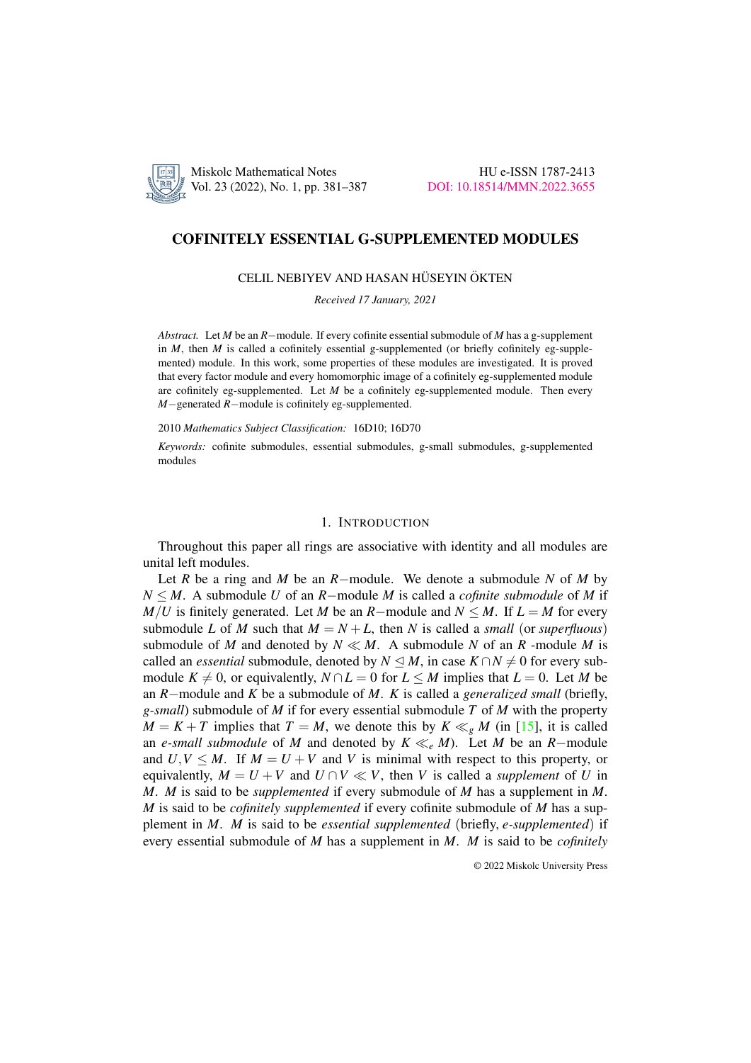# COFINITELY ESSENTIAL G-SUPPLEMENTED MODULES

CELIL NEBIYEV AND HASAN HÜSEYIN ÖKTEN

*Received 17 January, 2021*

*Abstract.* Let $M$ be an $R-$module. If every cofinite essential submodule of $M$ has a g-supplement in $M$, then $M$ is called a cofinitely essential g-supplemented (or briefly cofinitely eg-supplemented) module. In this work, some properties of these modules are investigated. It is proved that every factor module and every homomorphic image of a cofinitely eg-supplemented module are cofinitely eg-supplemented. Let $M$ be a cofinitely eg-supplemented module. Then every $M-$generated $R-$module is cofinitely eg-supplemented.

2010 *Mathematics Subject Classification:* 16D10; 16D70

*Keywords:* cofinite submodules, essential submodules, g-small submodules, g-supplemented modules

## 1. Introduction

Throughout this paper all rings are associative with identity and all modules are unital left modules.

Let $R$ be a ring and $M$ be an $R-$module. We denote a submodule $N$ of $M$ by $N \leq M$. A submodule $U$ of an $R-$module $M$ is called a *cofinite submodule* of $M$ if $M/U$ is finitely generated. Let $M$ be an $R-$module and $N \leq M$. If $L = M$ for every submodule $L$ of $M$ such that $M = N + L$, then $N$ is called a *small* (or *superfluous*) submodule of $M$ and denoted by $N \ll M$. A submodule $N$ of an $R$ -module $M$ is called an *essential* submodule, denoted by $N \trianglelefteq M$, in case $K \cap N \neq 0$ for every submodule $K \neq 0$, or equivalently, $N \cap L = 0$ for $L \leq M$ implies that $L = 0$. Let $M$ be an $R-$module and $K$ be a submodule of $M$. $K$ is called a *generalized small* (briefly, *g-small*) submodule of $M$ if for every essential submodule $T$ of $M$ with the property $M = K + T$ implies that $T = M$, we denote this by $K \ll_g M$ (in [15], it is called an *e-small submodule* of $M$ and denoted by $K \ll_e M$). Let $M$ be an $R-$module and $U, V \leq M$. If $M = U + V$ and $V$ is minimal with respect to this property, or equivalently, $M = U + V$ and $U \cap V \ll V$, then $V$ is called a *supplement* of $U$ in $M$. $M$ is said to be *supplemented* if every submodule of $M$ has a supplement in $M$. $M$ is said to be *cofinitely supplemented* if every cofinite submodule of $M$ has a supplement in $M$. $M$ is said to be *essential supplemented* (briefly, *e-supplemented*) if every essential submodule of $M$ has a supplement in $M$. $M$ is said to be *cofinitely*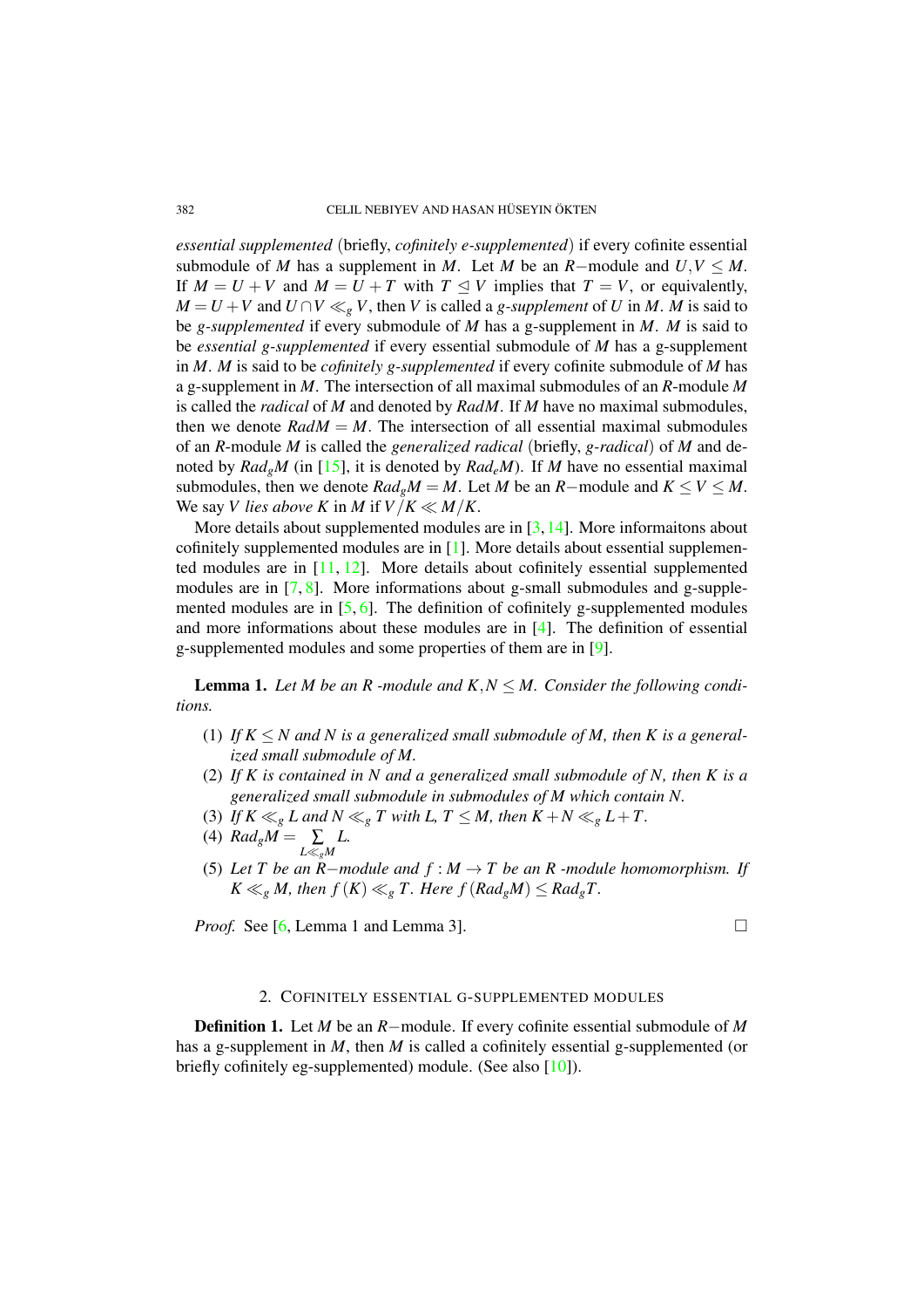*essential supplemented* (briefly, *cofinitely e-supplemented*) if every cofinite essential submodule of $M$ has a supplement in $M$. Let $M$ be an $R-$module and $U,V \leq M$. If $M = U + V$ and $M = U + T$ with $T \trianglelefteq V$ implies that $T = V$, or equivalently, $M = U + V$ and $U \cap V \ll_g V$, then $V$ is called a *g-supplement* of $U$ in $M$. $M$ is said to be *g-supplemented* if every submodule of $M$ has a g-supplement in $M$. $M$ is said to be *essential g-supplemented* if every essential submodule of $M$ has a g-supplement in $M$. $M$ is said to be *cofinitely g-supplemented* if every cofinite submodule of $M$ has a g-supplement in $M$. The intersection of all maximal submodules of an $R$-module $M$ is called the *radical* of $M$ and denoted by $RadM$. If $M$ have no maximal submodules, then we denote $RadM = M$. The intersection of all essential maximal submodules of an $R$-module $M$ is called the *generalized radical* (briefly, *g-radical*) of $M$ and denoted by $Rad_g M$ (in [15], it is denoted by $Rad_e M$). If $M$ have no essential maximal submodules, then we denote $Rad_g M = M$. Let $M$ be an $R-$module and $K \leq V \leq M$. We say $V$ *lies above* $K$ in $M$ if $V/K \ll M/K$.

More details about supplemented modules are in [3, 14]. More informaitons about cofinitely supplemented modules are in [1]. More details about essential supplemented modules are in [11, 12]. More details about cofinitely essential supplemented modules are in [7, 8]. More informations about g-small submodules and g-supplemented modules are in [5, 6]. The definition of cofinitely g-supplemented modules and more informations about these modules are in [4]. The definition of essential g-supplemented modules and some properties of them are in [9].

**Lemma 1.** *Let $M$ be an $R$ -module and $K,N \leq M$. Consider the following conditions.*

1. *If $K \leq N$ and $N$ is a generalized small submodule of $M$, then $K$ is a generalized small submodule of $M$.*
2. *If $K$ is contained in $N$ and a generalized small submodule of $N$, then $K$ is a generalized small submodule in submodules of $M$ which contain $N$.*
3. *If $K \ll_g L$ and $N \ll_g T$ with $L$, $T \leq M$, then $K + N \ll_g L + T$.*
4. *$Rad_g M = \sum\limits_{L \ll_g M} L$.*
5. *Let $T$ be an $R-$module and $f : M \to T$ be an $R$ -module homomorphism. If $K \ll_g M$, then $f(K) \ll_g T$. Here $f(Rad_g M) \leq Rad_g T$.*

*Proof.* See [6, Lemma 1 and Lemma 3]. □

## 2. Cofinitely essential g-supplemented modules

**Definition 1.** Let $M$ be an $R-$module. If every cofinite essential submodule of $M$ has a g-supplement in $M$, then $M$ is called a cofinitely essential g-supplemented (or briefly cofinitely eg-supplemented) module. (See also [10]).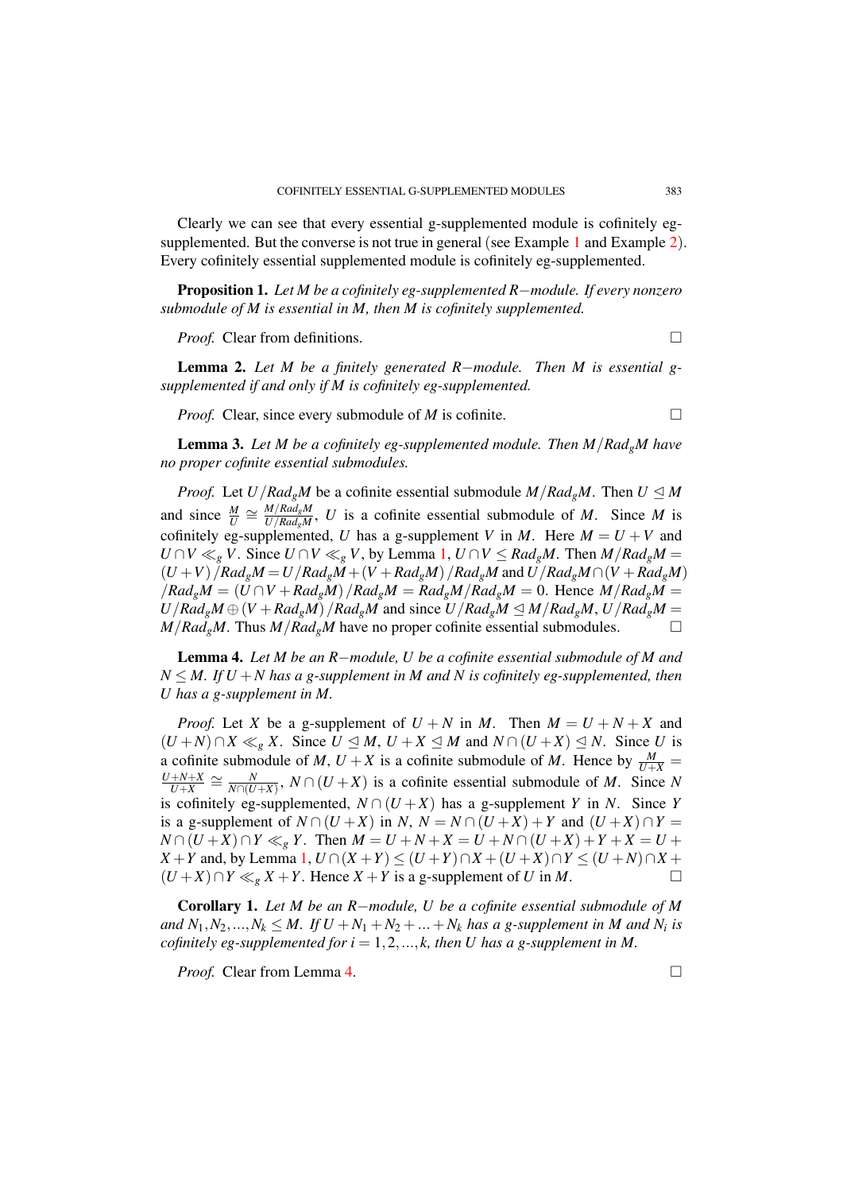Clearly we can see that every essential g-supplemented module is cofinitely eg-supplemented. But the converse is not true in general (see Example 1 and Example 2). Every cofinitely essential supplemented module is cofinitely eg-supplemented.

**Proposition 1.** *Let $M$ be a cofinitely eg-supplemented $R-$module. If every nonzero submodule of $M$ is essential in $M$, then $M$ is cofinitely supplemented.*

*Proof.* Clear from definitions. $\square$

**Lemma 2.** *Let $M$ be a finitely generated $R-$module. Then $M$ is essential g-supplemented if and only if $M$ is cofinitely eg-supplemented.*

*Proof.* Clear, since every submodule of $M$ is cofinite. $\square$

**Lemma 3.** *Let $M$ be a cofinitely eg-supplemented module. Then $M/Rad_gM$ have no proper cofinite essential submodules.*

*Proof.* Let $U/Rad_gM$ be a cofinite essential submodule $M/Rad_gM$. Then $U \trianglelefteq M$ and since $\frac{M}{U} \cong \frac{M/Rad_gM}{U/Rad_gM}$, $U$ is a cofinite essential submodule of $M$. Since $M$ is cofinitely eg-supplemented, $U$ has a g-supplement $V$ in $M$. Here $M = U + V$ and $U \cap V \ll_g V$. Since $U \cap V \ll_g V$, by Lemma 1, $U \cap V \leq Rad_gM$. Then $M/Rad_gM = (U+V)/Rad_gM = U/Rad_gM + (V + Rad_gM)/Rad_gM$ and $U/Rad_gM \cap (V + Rad_gM)/Rad_gM = (U \cap V + Rad_gM)/Rad_gM = Rad_gM/Rad_gM = 0$. Hence $M/Rad_gM = U/Rad_gM \oplus (V + Rad_gM)/Rad_gM$ and since $U/Rad_gM \trianglelefteq M/Rad_gM$, $U/Rad_gM = M/Rad_gM$. Thus $M/Rad_gM$ have no proper cofinite essential submodules. $\square$

**Lemma 4.** *Let $M$ be an $R-$module, $U$ be a cofinite essential submodule of $M$ and $N \leq M$. If $U + N$ has a g-supplement in $M$ and $N$ is cofinitely eg-supplemented, then $U$ has a g-supplement in $M$.*

*Proof.* Let $X$ be a g-supplement of $U + N$ in $M$. Then $M = U + N + X$ and $(U + N) \cap X \ll_g X$. Since $U \trianglelefteq M$, $U + X \trianglelefteq M$ and $N \cap (U + X) \trianglelefteq N$. Since $U$ is a cofinite submodule of $M$, $U + X$ is a cofinite submodule of $M$. Hence by $\frac{M}{U+X} = \frac{U+N+X}{U+X} \cong \frac{N}{N \cap (U+X)}$, $N \cap (U + X)$ is a cofinite essential submodule of $M$. Since $N$ is cofinitely eg-supplemented, $N \cap (U + X)$ has a g-supplement $Y$ in $N$. Since $Y$ is a g-supplement of $N \cap (U + X)$ in $N$, $N = N \cap (U + X) + Y$ and $(U + X) \cap Y = N \cap (U + X) \cap Y \ll_g Y$. Then $M = U + N + X = U + N \cap (U + X) + Y + X = U + X + Y$ and, by Lemma 1, $U \cap (X + Y) \leq (U + Y) \cap X + (U + X) \cap Y \leq (U + N) \cap X + (U + X) \cap Y \ll_g X + Y$. Hence $X + Y$ is a g-supplement of $U$ in $M$. $\square$

**Corollary 1.** *Let $M$ be an $R-$module, $U$ be a cofinite essential submodule of $M$ and $N_1, N_2, ..., N_k \leq M$. If $U + N_1 + N_2 + ... + N_k$ has a g-supplement in $M$ and $N_i$ is cofinitely eg-supplemented for $i = 1, 2, ..., k$, then $U$ has a g-supplement in $M$.*

*Proof.* Clear from Lemma 4. $\square$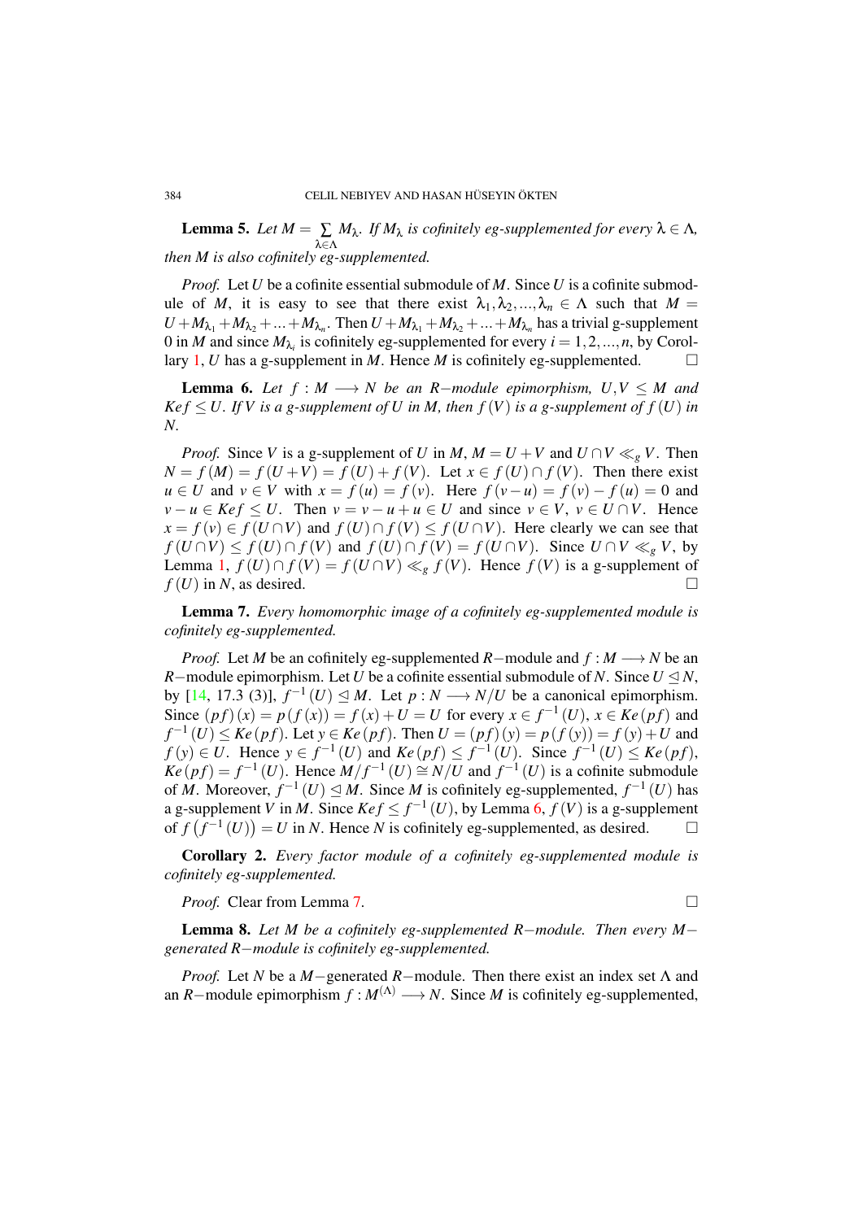**Lemma 5.** *Let $M = \sum_{\lambda \in \Lambda} M_\lambda$. If $M_\lambda$ is cofinitely eg-supplemented for every $\lambda \in \Lambda$, then $M$ is also cofinitely eg-supplemented.*

*Proof.* Let $U$ be a cofinite essential submodule of $M$. Since $U$ is a cofinite submodule of $M$, it is easy to see that there exist $\lambda_1, \lambda_2, \ldots, \lambda_n \in \Lambda$ such that $M = U + M_{\lambda_1} + M_{\lambda_2} + \ldots + M_{\lambda_n}$. Then $U + M_{\lambda_1} + M_{\lambda_2} + \ldots + M_{\lambda_n}$ has a trivial g-supplement 0 in $M$ and since $M_{\lambda_i}$ is cofinitely eg-supplemented for every $i = 1, 2, \ldots, n$, by Corollary 1, $U$ has a g-supplement in $M$. Hence $M$ is cofinitely eg-supplemented. □

**Lemma 6.** *Let $f : M \longrightarrow N$ be an $R-$module epimorphism, $U, V \leq M$ and $Kef \leq U$. If $V$ is a g-supplement of $U$ in $M$, then $f(V)$ is a g-supplement of $f(U)$ in $N$.*

*Proof.* Since $V$ is a g-supplement of $U$ in $M$, $M = U + V$ and $U \cap V \ll_g V$. Then $N = f(M) = f(U + V) = f(U) + f(V)$. Let $x \in f(U) \cap f(V)$. Then there exist $u \in U$ and $v \in V$ with $x = f(u) = f(v)$. Here $f(v - u) = f(v) - f(u) = 0$ and $v - u \in Kef \leq U$. Then $v = v - u + u \in U$ and since $v \in V$, $v \in U \cap V$. Hence $x = f(v) \in f(U \cap V)$ and $f(U) \cap f(V) \leq f(U \cap V)$. Here clearly we can see that $f(U \cap V) \leq f(U) \cap f(V)$ and $f(U) \cap f(V) = f(U \cap V)$. Since $U \cap V \ll_g V$, by Lemma 1, $f(U) \cap f(V) = f(U \cap V) \ll_g f(V)$. Hence $f(V)$ is a g-supplement of $f(U)$ in $N$, as desired. □

**Lemma 7.** *Every homomorphic image of a cofinitely eg-supplemented module is cofinitely eg-supplemented.*

*Proof.* Let $M$ be an cofinitely eg-supplemented $R-$module and $f : M \longrightarrow N$ be an $R-$module epimorphism. Let $U$ be a cofinite essential submodule of $N$. Since $U \trianglelefteq N$, by [14, 17.3 (3)], $f^{-1}(U) \trianglelefteq M$. Let $p : N \longrightarrow N/U$ be a canonical epimorphism. Since $(pf)(x) = p(f(x)) = f(x) + U = U$ for every $x \in f^{-1}(U)$, $x \in Ke(pf)$ and $f^{-1}(U) \leq Ke(pf)$. Let $y \in Ke(pf)$. Then $U = (pf)(y) = p(f(y)) = f(y) + U$ and $f(y) \in U$. Hence $y \in f^{-1}(U)$ and $Ke(pf) \leq f^{-1}(U)$. Since $f^{-1}(U) \leq Ke(pf)$, $Ke(pf) = f^{-1}(U)$. Hence $M/f^{-1}(U) \cong N/U$ and $f^{-1}(U)$ is a cofinite submodule of $M$. Moreover, $f^{-1}(U) \trianglelefteq M$. Since $M$ is cofinitely eg-supplemented, $f^{-1}(U)$ has a g-supplement $V$ in $M$. Since $Kef \leq f^{-1}(U)$, by Lemma 6, $f(V)$ is a g-supplement of $f\left(f^{-1}(U)\right) = U$ in $N$. Hence $N$ is cofinitely eg-supplemented, as desired. □

**Corollary 2.** *Every factor module of a cofinitely eg-supplemented module is cofinitely eg-supplemented.*

*Proof.* Clear from Lemma 7. □

**Lemma 8.** *Let $M$ be a cofinitely eg-supplemented $R-$module. Then every $M-$generated $R-$module is cofinitely eg-supplemented.*

*Proof.* Let $N$ be a $M-$generated $R-$module. Then there exist an index set $\Lambda$ and an $R-$module epimorphism $f : M^{(\Lambda)} \longrightarrow N$. Since $M$ is cofinitely eg-supplemented,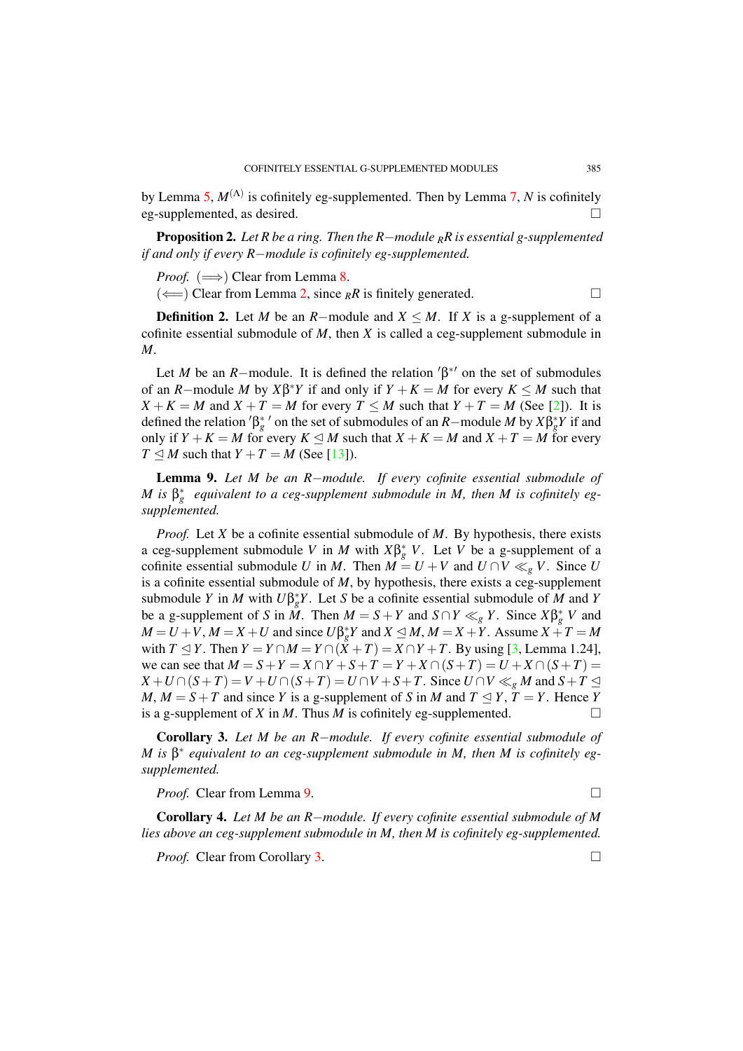by Lemma 5, $M^{(\Lambda)}$ is cofinitely eg-supplemented. Then by Lemma 7, $N$ is cofinitely eg-supplemented, as desired. □

**Proposition 2.** *Let $R$ be a ring. Then the $R-$module $_RR$ is essential g-supplemented if and only if every $R-$module is cofinitely eg-supplemented.*

*Proof.* ($\Longrightarrow$) Clear from Lemma 8.
($\Longleftarrow$) Clear from Lemma 2, since $_RR$ is finitely generated. □

**Definition 2.** Let $M$ be an $R-$module and $X \leq M$. If $X$ is a g-supplement of a cofinite essential submodule of $M$, then $X$ is called a ceg-supplement submodule in $M$.

Let $M$ be an $R-$module. It is defined the relation $'\beta^{*\prime}$ on the set of submodules of an $R-$module $M$ by $X\beta^{*}Y$ if and only if $Y+K=M$ for every $K \leq M$ such that $X+K=M$ and $X+T=M$ for every $T \leq M$ such that $Y+T=M$ (See [2]). It is defined the relation $'\beta_g^{*}\,'$ on the set of submodules of an $R-$module $M$ by $X\beta_g^{*}Y$ if and only if $Y+K=M$ for every $K \trianglelefteq M$ such that $X+K=M$ and $X+T=M$ for every $T \trianglelefteq M$ such that $Y+T=M$ (See [13]).

**Lemma 9.** *Let $M$ be an $R-$module. If every cofinite essential submodule of $M$ is $\beta_g^{*}$ equivalent to a ceg-supplement submodule in $M$, then $M$ is cofinitely eg-supplemented.*

*Proof.* Let $X$ be a cofinite essential submodule of $M$. By hypothesis, there exists a ceg-supplement submodule $V$ in $M$ with $X\beta_g^{*}V$. Let $V$ be a g-supplement of a cofinite essential submodule $U$ in $M$. Then $M=U+V$ and $U\cap V \ll_g V$. Since $U$ is a cofinite essential submodule of $M$, by hypothesis, there exists a ceg-supplement submodule $Y$ in $M$ with $U\beta_g^{*}Y$. Let $S$ be a cofinite essential submodule of $M$ and $Y$ be a g-supplement of $S$ in $M$. Then $M=S+Y$ and $S\cap Y \ll_g Y$. Since $X\beta_g^{*}V$ and $M=U+V$, $M=X+U$ and since $U\beta_g^{*}Y$ and $X \trianglelefteq M$, $M=X+Y$. Assume $X+T=M$ with $T \trianglelefteq Y$. Then $Y=Y\cap M=Y\cap(X+T)=X\cap Y+T$. By using [3, Lemma 1.24], we can see that $M=S+Y=X\cap Y+S+T=Y+X\cap(S+T)=U+X\cap(S+T)=X+U\cap(S+T)=V+U\cap(S+T)=U\cap V+S+T$. Since $U\cap V \ll_g M$ and $S+T \trianglelefteq M$, $M=S+T$ and since $Y$ is a g-supplement of $S$ in $M$ and $T \trianglelefteq Y$, $T=Y$. Hence $Y$ is a g-supplement of $X$ in $M$. Thus $M$ is cofinitely eg-supplemented. □

**Corollary 3.** *Let $M$ be an $R-$module. If every cofinite essential submodule of $M$ is $\beta^{*}$ equivalent to an ceg-supplement submodule in $M$, then $M$ is cofinitely eg-supplemented.*

*Proof.* Clear from Lemma 9. □

**Corollary 4.** *Let $M$ be an $R-$module. If every cofinite essential submodule of $M$ lies above an ceg-supplement submodule in $M$, then $M$ is cofinitely eg-supplemented.*

*Proof.* Clear from Corollary 3. □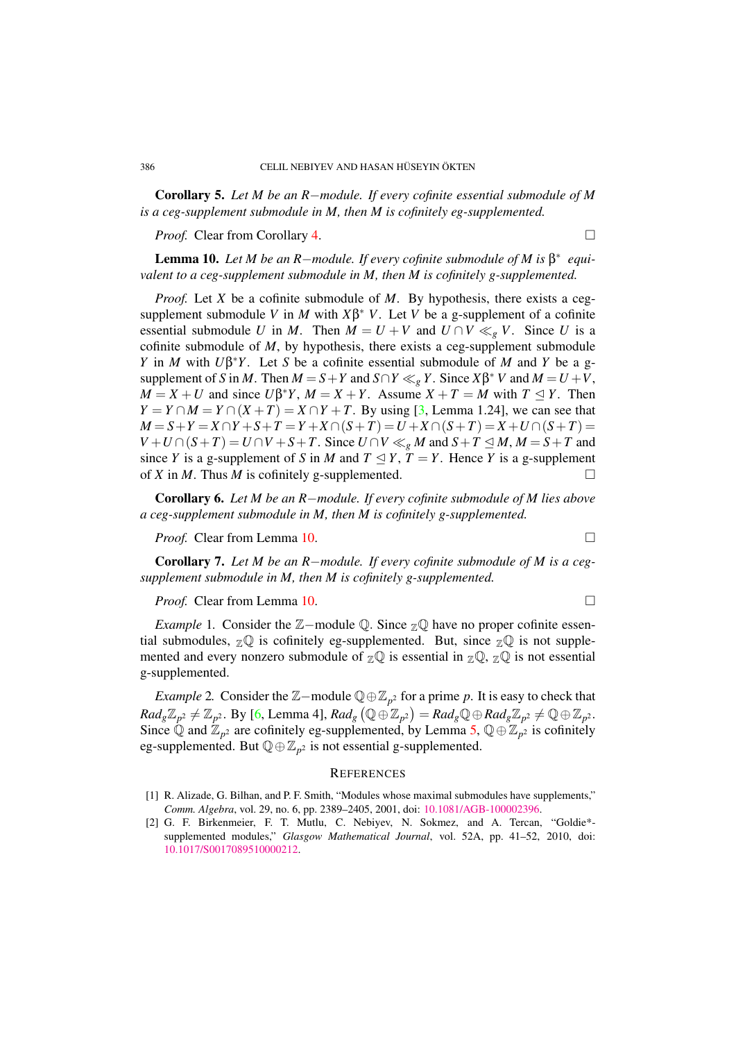**Corollary 5.** *Let $M$ be an $R-$module. If every cofinite essential submodule of $M$ is a ceg-supplement submodule in $M$, then $M$ is cofinitely eg-supplemented.*

*Proof.* Clear from Corollary 4. □

**Lemma 10.** *Let $M$ be an $R-$module. If every cofinite submodule of $M$ is $\beta^*$ equivalent to a ceg-supplement submodule in $M$, then $M$ is cofinitely g-supplemented.*

*Proof.* Let $X$ be a cofinite submodule of $M$. By hypothesis, there exists a ceg-supplement submodule $V$ in $M$ with $X\beta^*V$. Let $V$ be a g-supplement of a cofinite essential submodule $U$ in $M$. Then $M=U+V$ and $U\cap V\ll_g V$. Since $U$ is a cofinite submodule of $M$, by hypothesis, there exists a ceg-supplement submodule $Y$ in $M$ with $U\beta^*Y$. Let $S$ be a cofinite essential submodule of $M$ and $Y$ be a g-supplement of $S$ in $M$. Then $M=S+Y$ and $S\cap Y\ll_g Y$. Since $X\beta^*V$ and $M=U+V$, $M=X+U$ and since $U\beta^*Y$, $M=X+Y$. Assume $X+T=M$ with $T\trianglelefteq Y$. Then $Y=Y\cap M=Y\cap(X+T)=X\cap Y+T$. By using [3, Lemma 1.24], we can see that $M=S+Y=X\cap Y+S+T=Y+X\cap(S+T)=U+X\cap(S+T)=X+U\cap(S+T)=V+U\cap(S+T)=U\cap V+S+T$. Since $U\cap V\ll_g M$ and $S+T\trianglelefteq M$, $M=S+T$ and since $Y$ is a g-supplement of $S$ in $M$ and $T\trianglelefteq Y$, $T=Y$. Hence $Y$ is a g-supplement of $X$ in $M$. Thus $M$ is cofinitely g-supplemented. □

**Corollary 6.** *Let $M$ be an $R-$module. If every cofinite submodule of $M$ lies above a ceg-supplement submodule in $M$, then $M$ is cofinitely g-supplemented.*

*Proof.* Clear from Lemma 10. □

**Corollary 7.** *Let $M$ be an $R-$module. If every cofinite submodule of $M$ is a ceg-supplement submodule in $M$, then $M$ is cofinitely g-supplemented.*

*Proof.* Clear from Lemma 10. □

*Example* 1. Consider the $\mathbb{Z}-$module $\mathbb{Q}$. Since ${}_{\mathbb{Z}}\mathbb{Q}$ have no proper cofinite essential submodules, ${}_{\mathbb{Z}}\mathbb{Q}$ is cofinitely eg-supplemented. But, since ${}_{\mathbb{Z}}\mathbb{Q}$ is not supplemented and every nonzero submodule of ${}_{\mathbb{Z}}\mathbb{Q}$ is essential in ${}_{\mathbb{Z}}\mathbb{Q}$, ${}_{\mathbb{Z}}\mathbb{Q}$ is not essential g-supplemented.

*Example* 2. Consider the $\mathbb{Z}-$module $\mathbb{Q}\oplus\mathbb{Z}_{p^2}$ for a prime $p$. It is easy to check that $Rad_g\mathbb{Z}_{p^2}\neq\mathbb{Z}_{p^2}$. By [6, Lemma 4], $Rad_g\left(\mathbb{Q}\oplus\mathbb{Z}_{p^2}\right)=Rad_g\mathbb{Q}\oplus Rad_g\mathbb{Z}_{p^2}\neq\mathbb{Q}\oplus\mathbb{Z}_{p^2}$. Since $\mathbb{Q}$ and $\mathbb{Z}_{p^2}$ are cofinitely eg-supplemented, by Lemma 5, $\mathbb{Q}\oplus\mathbb{Z}_{p^2}$ is cofinitely eg-supplemented. But $\mathbb{Q}\oplus\mathbb{Z}_{p^2}$ is not essential g-supplemented.

## References

[1] R. Alizade, G. Bilhan, and P. F. Smith, "Modules whose maximal submodules have supplements," *Comm. Algebra*, vol. 29, no. 6, pp. 2389–2405, 2001, doi: 10.1081/AGB-100002396.

[2] G. F. Birkenmeier, F. T. Mutlu, C. Nebiyev, N. Sokmez, and A. Tercan, "Goldie*-supplemented modules," *Glasgow Mathematical Journal*, vol. 52A, pp. 41–52, 2010, doi: 10.1017/S0017089510000212.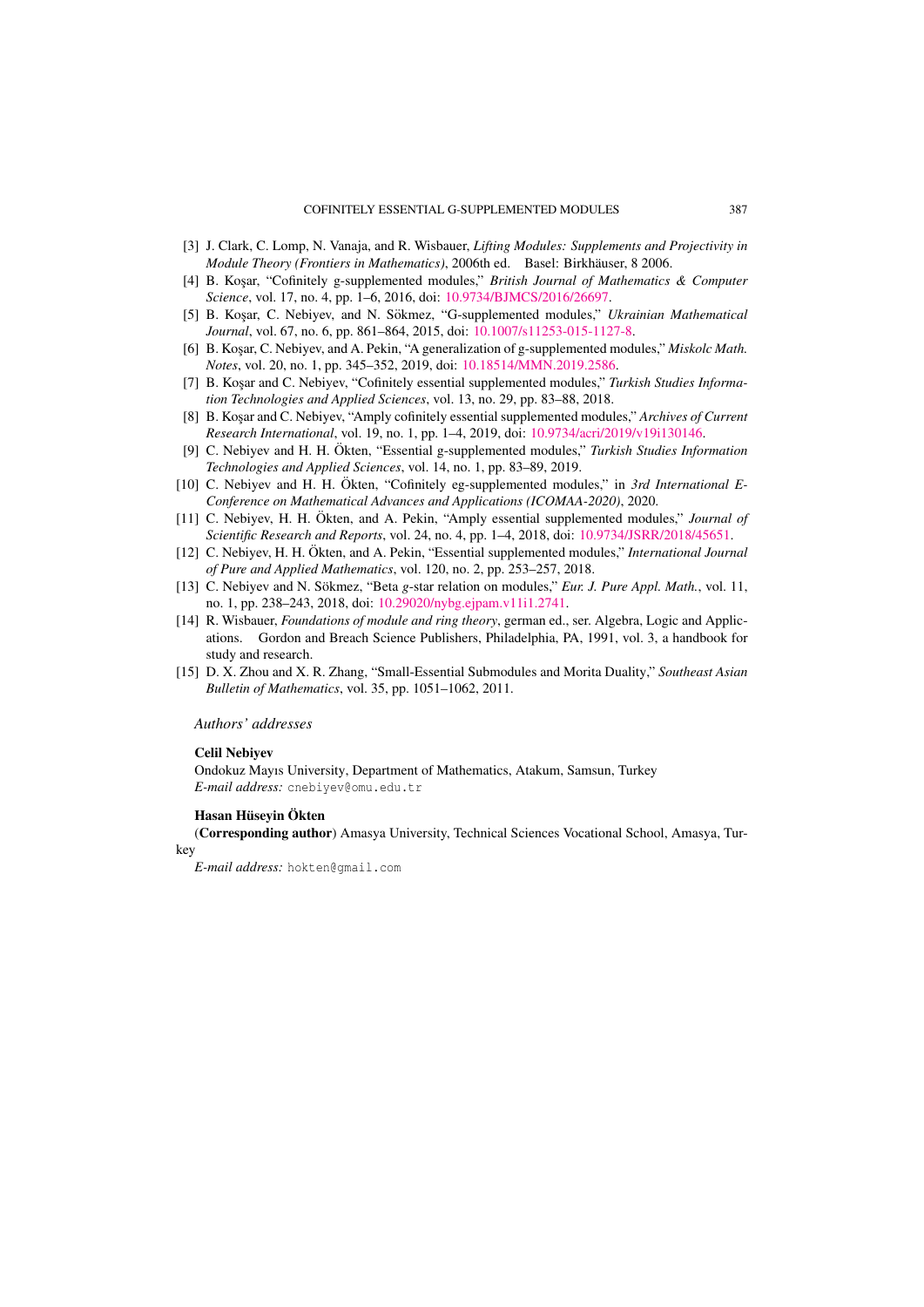[3] J. Clark, C. Lomp, N. Vanaja, and R. Wisbauer, *Lifting Modules: Supplements and Projectivity in Module Theory (Frontiers in Mathematics)*, 2006th ed. Basel: Birkhäuser, 8 2006.

[4] B. Koşar, "Cofinitely g-supplemented modules," *British Journal of Mathematics & Computer Science*, vol. 17, no. 4, pp. 1–6, 2016, doi: 10.9734/BJMCS/2016/26697.

[5] B. Koşar, C. Nebiyev, and N. Sökmez, "G-supplemented modules," *Ukrainian Mathematical Journal*, vol. 67, no. 6, pp. 861–864, 2015, doi: 10.1007/s11253-015-1127-8.

[6] B. Koşar, C. Nebiyev, and A. Pekin, "A generalization of g-supplemented modules," *Miskolc Math. Notes*, vol. 20, no. 1, pp. 345–352, 2019, doi: 10.18514/MMN.2019.2586.

[7] B. Koşar and C. Nebiyev, "Cofinitely essential supplemented modules," *Turkish Studies Information Technologies and Applied Sciences*, vol. 13, no. 29, pp. 83–88, 2018.

[8] B. Koşar and C. Nebiyev, "Amply cofinitely essential supplemented modules," *Archives of Current Research International*, vol. 19, no. 1, pp. 1–4, 2019, doi: 10.9734/acri/2019/v19i130146.

[9] C. Nebiyev and H. H. Ökten, "Essential g-supplemented modules," *Turkish Studies Information Technologies and Applied Sciences*, vol. 14, no. 1, pp. 83–89, 2019.

[10] C. Nebiyev and H. H. Ökten, "Cofinitely eg-supplemented modules," in *3rd International E-Conference on Mathematical Advances and Applications (ICOMAA-2020)*, 2020.

[11] C. Nebiyev, H. H. Ökten, and A. Pekin, "Amply essential supplemented modules," *Journal of Scientific Research and Reports*, vol. 24, no. 4, pp. 1–4, 2018, doi: 10.9734/JSRR/2018/45651.

[12] C. Nebiyev, H. H. Ökten, and A. Pekin, "Essential supplemented modules," *International Journal of Pure and Applied Mathematics*, vol. 120, no. 2, pp. 253–257, 2018.

[13] C. Nebiyev and N. Sökmez, "Beta $g$-star relation on modules," *Eur. J. Pure Appl. Math.*, vol. 11, no. 1, pp. 238–243, 2018, doi: 10.29020/nybg.ejpam.v11i1.2741.

[14] R. Wisbauer, *Foundations of module and ring theory*, german ed., ser. Algebra, Logic and Applications. Gordon and Breach Science Publishers, Philadelphia, PA, 1991, vol. 3, a handbook for study and research.

[15] D. X. Zhou and X. R. Zhang, "Small-Essential Submodules and Morita Duality," *Southeast Asian Bulletin of Mathematics*, vol. 35, pp. 1051–1062, 2011.

*Authors' addresses*

**Celil Nebiyev**

Ondokuz Mayıs University, Department of Mathematics, Atakum, Samsun, Turkey
*E-mail address:* cnebiyev@omu.edu.tr

**Hasan Hüseyin Ökten**

(**Corresponding author**) Amasya University, Technical Sciences Vocational School, Amasya, Turkey
*E-mail address:* hokten@gmail.com